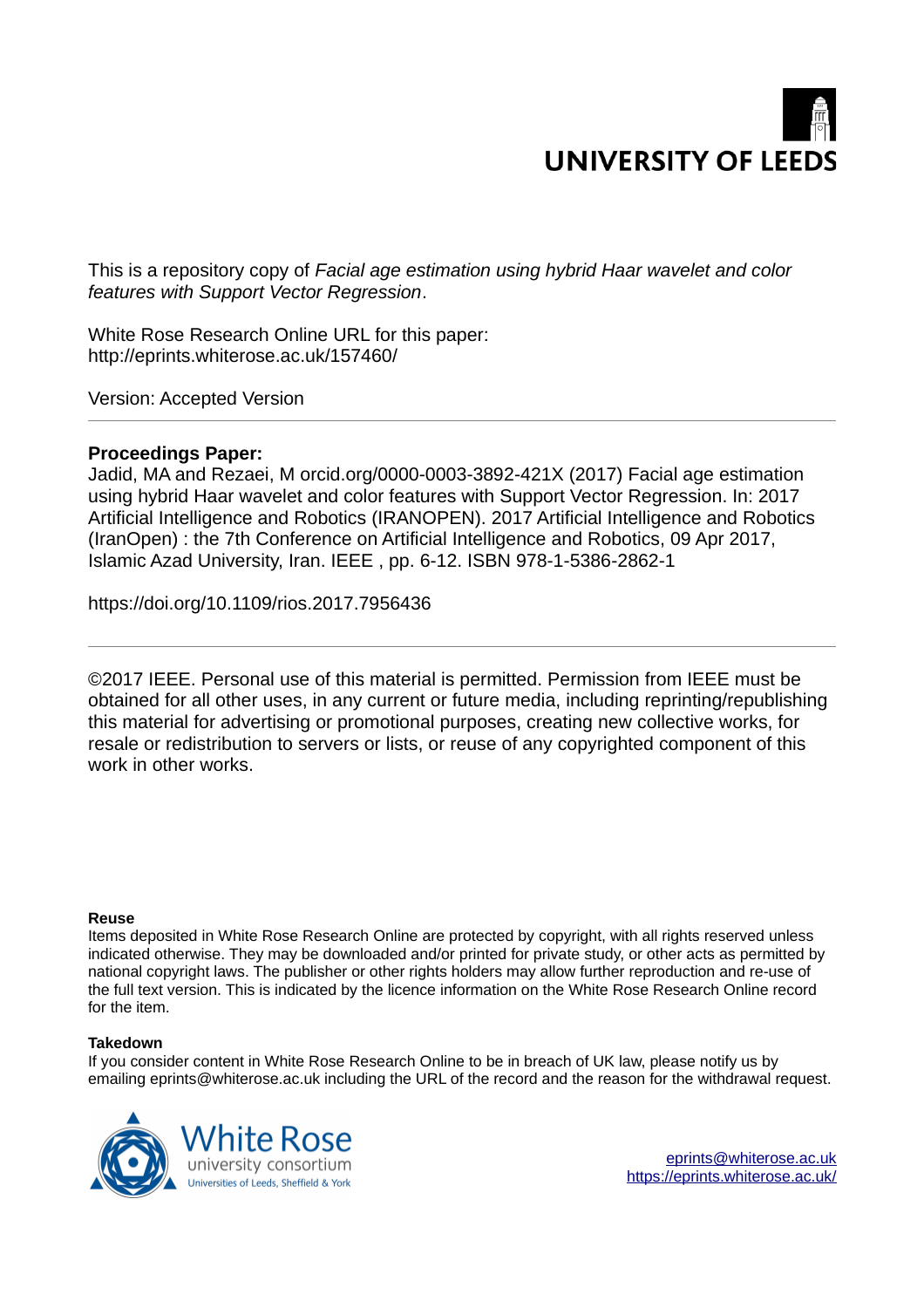UNIVERSITY OF LEEDS

This is a repository copy of *Facial age estimation using hybrid Haar wavelet and color features with Support Vector Regression*.

White Rose Research Online URL for this paper:
http://eprints.whiterose.ac.uk/157460/

Version: Accepted Version

---

**Proceedings Paper:**

Jadid, MA and Rezaei, M orcid.org/0000-0003-3892-421X (2017) Facial age estimation using hybrid Haar wavelet and color features with Support Vector Regression. In: 2017 Artificial Intelligence and Robotics (IRANOPEN). 2017 Artificial Intelligence and Robotics (IranOpen) : the 7th Conference on Artificial Intelligence and Robotics, 09 Apr 2017, Islamic Azad University, Iran. IEEE , pp. 6-12. ISBN 978-1-5386-2862-1

https://doi.org/10.1109/rios.2017.7956436

---

©2017 IEEE. Personal use of this material is permitted. Permission from IEEE must be obtained for all other uses, in any current or future media, including reprinting/republishing this material for advertising or promotional purposes, creating new collective works, for resale or redistribution to servers or lists, or reuse of any copyrighted component of this work in other works.

**Reuse**

Items deposited in White Rose Research Online are protected by copyright, with all rights reserved unless indicated otherwise. They may be downloaded and/or printed for private study, or other acts as permitted by national copyright laws. The publisher or other rights holders may allow further reproduction and re-use of the full text version. This is indicated by the licence information on the White Rose Research Online record for the item.

**Takedown**

If you consider content in White Rose Research Online to be in breach of UK law, please notify us by emailing eprints@whiterose.ac.uk including the URL of the record and the reason for the withdrawal request.

White Rose university consortium
Universities of Leeds, Sheffield & York

eprints@whiterose.ac.uk
https://eprints.whiterose.ac.uk/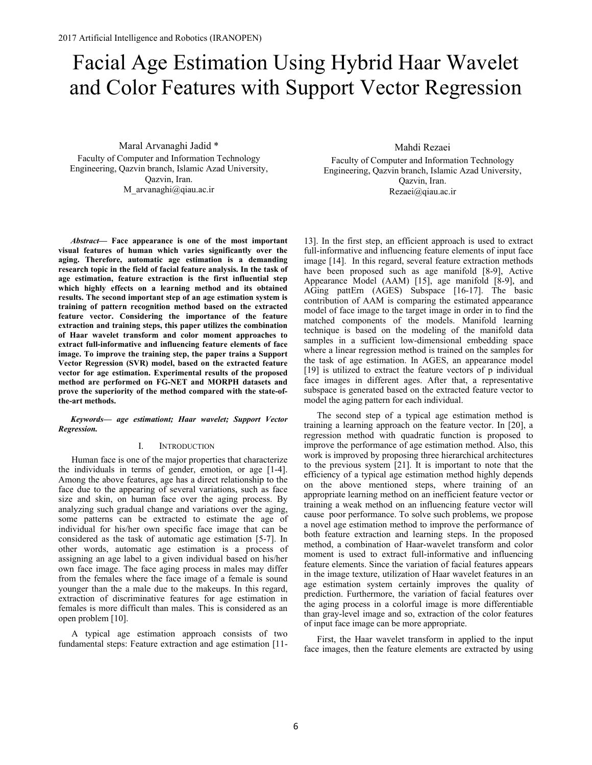# Facial Age Estimation Using Hybrid Haar Wavelet and Color Features with Support Vector Regression

Maral Arvanaghi Jadid *
Faculty of Computer and Information Technology Engineering, Qazvin branch, Islamic Azad University, Qazvin, Iran.
M_arvanaghi@qiau.ac.ir

Mahdi Rezaei
Faculty of Computer and Information Technology Engineering, Qazvin branch, Islamic Azad University, Qazvin, Iran.
Rezaei@qiau.ac.ir

***Abstract*— Face appearance is one of the most important visual features of human which varies significantly over the aging. Therefore, automatic age estimation is a demanding research topic in the field of facial feature analysis. In the task of age estimation, feature extraction is the first influential step which highly effects on a learning method and its obtained results. The second important step of an age estimation system is training of pattern recognition method based on the extracted feature vector. Considering the importance of the feature extraction and training steps, this paper utilizes the combination of Haar wavelet transform and color moment approaches to extract full-informative and influencing feature elements of face image. To improve the training step, the paper trains a Support Vector Regression (SVR) model, based on the extracted feature vector for age estimation. Experimental results of the proposed method are performed on FG-NET and MORPH datasets and prove the superiority of the method compared with the state-of-the-art methods.**

***Keywords*— age estimationt; Haar wavelet; Support Vector Regression.**

## I. Introduction

Human face is one of the major properties that characterize the individuals in terms of gender, emotion, or age [1-4]. Among the above features, age has a direct relationship to the face due to the appearing of several variations, such as face size and skin, on human face over the aging process. By analyzing such gradual change and variations over the aging, some patterns can be extracted to estimate the age of individual for his/her own specific face image that can be considered as the task of automatic age estimation [5-7]. In other words, automatic age estimation is a process of assigning an age label to a given individual based on his/her own face image. The face aging process in males may differ from the females where the face image of a female is sound younger than the a male due to the makeups. In this regard, extraction of discriminative features for age estimation in females is more difficult than males. This is considered as an open problem [10].

A typical age estimation approach consists of two fundamental steps: Feature extraction and age estimation [11-13]. In the first step, an efficient approach is used to extract full-informative and influencing feature elements of input face image [14]. In this regard, several feature extraction methods have been proposed such as age manifold [8-9], Active Appearance Model (AAM) [15], age manifold [8-9], and AGing pattErn (AGES) Subspace [16-17]. The basic contribution of AAM is comparing the estimated appearance model of face image to the target image in order in to find the matched components of the models. Manifold learning technique is based on the modeling of the manifold data samples in a sufficient low-dimensional embedding space where a linear regression method is trained on the samples for the task of age estimation. In AGES, an appearance model [19] is utilized to extract the feature vectors of p individual face images in different ages. After that, a representative subspace is generated based on the extracted feature vector to model the aging pattern for each individual.

The second step of a typical age estimation method is training a learning approach on the feature vector. In [20], a regression method with quadratic function is proposed to improve the performance of age estimation method. Also, this work is improved by proposing three hierarchical architectures to the previous system [21]. It is important to note that the efficiency of a typical age estimation method highly depends on the above mentioned steps, where training of an appropriate learning method on an inefficient feature vector or training a weak method on an influencing feature vector will cause poor performance. To solve such problems, we propose a novel age estimation method to improve the performance of both feature extraction and learning steps. In the proposed method, a combination of Haar-wavelet transform and color moment is used to extract full-informative and influencing feature elements. Since the variation of facial features appears in the image texture, utilization of Haar wavelet features in an age estimation system certainly improves the quality of prediction. Furthermore, the variation of facial features over the aging process in a colorful image is more differentiable than gray-level image and so, extraction of the color features of input face image can be more appropriate.

First, the Haar wavelet transform in applied to the input face images, then the feature elements are extracted by using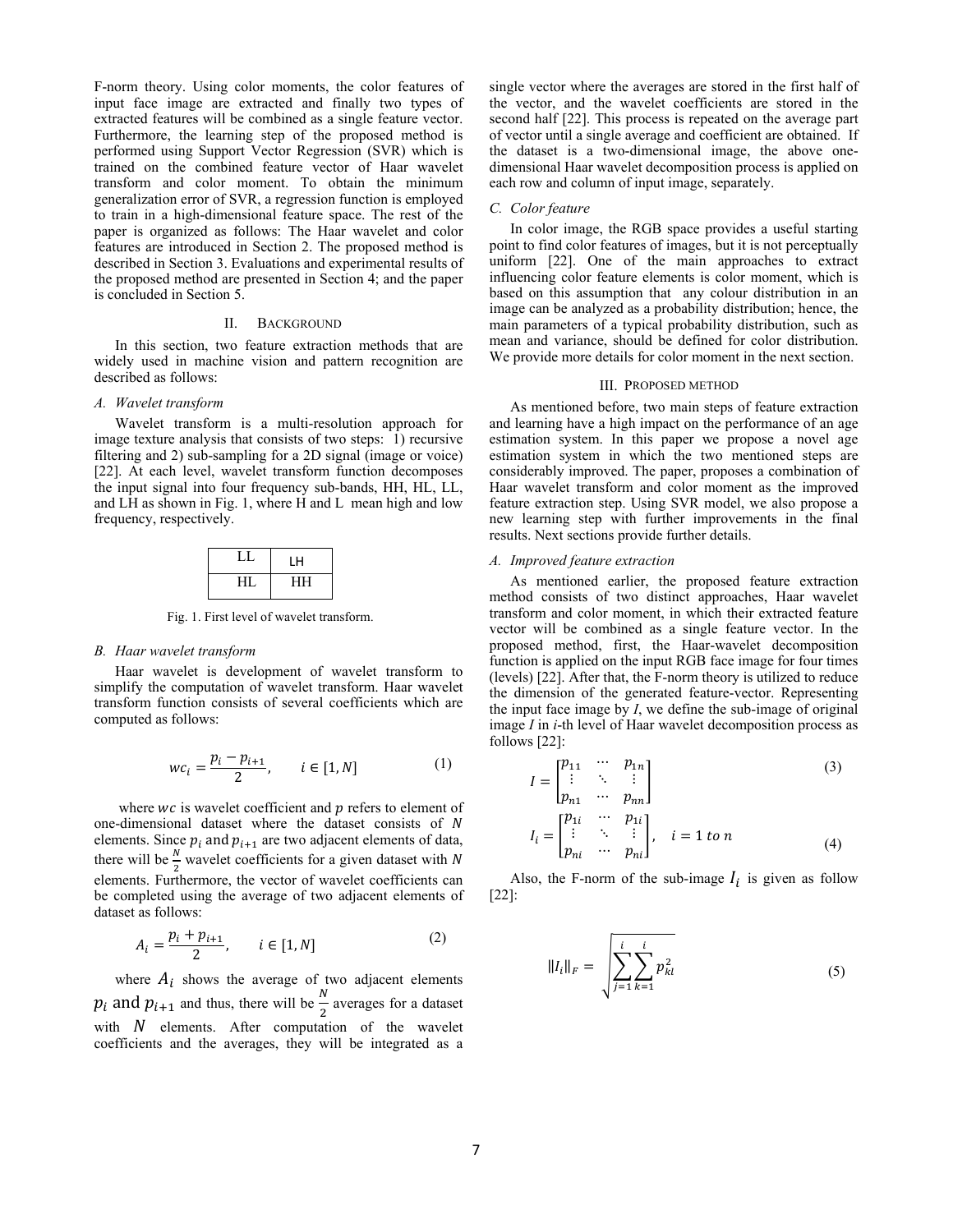F-norm theory. Using color moments, the color features of input face image are extracted and finally two types of extracted features will be combined as a single feature vector. Furthermore, the learning step of the proposed method is performed using Support Vector Regression (SVR) which is trained on the combined feature vector of Haar wavelet transform and color moment. To obtain the minimum generalization error of SVR, a regression function is employed to train in a high-dimensional feature space. The rest of the paper is organized as follows: The Haar wavelet and color features are introduced in Section 2. The proposed method is described in Section 3. Evaluations and experimental results of the proposed method are presented in Section 4; and the paper is concluded in Section 5.

## II. Background

In this section, two feature extraction methods that are widely used in machine vision and pattern recognition are described as follows:

### A. Wavelet transform

Wavelet transform is a multi-resolution approach for image texture analysis that consists of two steps: 1) recursive filtering and 2) sub-sampling for a 2D signal (image or voice) [22]. At each level, wavelet transform function decomposes the input signal into four frequency sub-bands, HH, HL, LL, and LH as shown in Fig. 1, where H and L mean high and low frequency, respectively.

| LL | LH |
|---|---|
| HL | HH |

Fig. 1. First level of wavelet transform.

### B. Haar wavelet transform

Haar wavelet is development of wavelet transform to simplify the computation of wavelet transform. Haar wavelet transform function consists of several coefficients which are computed as follows:

$$wc_i = \frac{p_i - p_{i+1}}{2}, \qquad i \in [1, N] \tag{1}$$

where $wc$ is wavelet coefficient and $p$ refers to element of one-dimensional dataset where the dataset consists of $N$ elements. Since $p_i$ and $p_{i+1}$ are two adjacent elements of data, there will be $\frac{N}{2}$ wavelet coefficients for a given dataset with $N$ elements. Furthermore, the vector of wavelet coefficients can be completed using the average of two adjacent elements of dataset as follows:

$$A_i = \frac{p_i + p_{i+1}}{2}, \qquad i \in [1, N] \tag{2}$$

where $A_i$ shows the average of two adjacent elements $p_i$ and $p_{i+1}$ and thus, there will be $\frac{N}{2}$ averages for a dataset with $N$ elements. After computation of the wavelet coefficients and the averages, they will be integrated as a single vector where the averages are stored in the first half of the vector, and the wavelet coefficients are stored in the second half [22]. This process is repeated on the average part of vector until a single average and coefficient are obtained. If the dataset is a two-dimensional image, the above one-dimensional Haar wavelet decomposition process is applied on each row and column of input image, separately.

### C. Color feature

In color image, the RGB space provides a useful starting point to find color features of images, but it is not perceptually uniform [22]. One of the main approaches to extract influencing color feature elements is color moment, which is based on this assumption that any colour distribution in an image can be analyzed as a probability distribution; hence, the main parameters of a typical probability distribution, such as mean and variance, should be defined for color distribution. We provide more details for color moment in the next section.

## III. Proposed Method

As mentioned before, two main steps of feature extraction and learning have a high impact on the performance of an age estimation system. In this paper we propose a novel age estimation system in which the two mentioned steps are considerably improved. The paper, proposes a combination of Haar wavelet transform and color moment as the improved feature extraction step. Using SVR model, we also propose a new learning step with further improvements in the final results. Next sections provide further details.

### A. Improved feature extraction

As mentioned earlier, the proposed feature extraction method consists of two distinct approaches, Haar wavelet transform and color moment, in which their extracted feature vector will be combined as a single feature vector. In the proposed method, first, the Haar-wavelet decomposition function is applied on the input RGB face image for four times (levels) [22]. After that, the F-norm theory is utilized to reduce the dimension of the generated feature-vector. Representing the input face image by *I*, we define the sub-image of original image *I* in *i*-th level of Haar wavelet decomposition process as follows [22]:

$$I = \begin{bmatrix} p_{11} & \cdots & p_{1n} \\ \vdots & \ddots & \vdots \\ p_{n1} & \cdots & p_{nn} \end{bmatrix} \tag{3}$$

$$I_i = \begin{bmatrix} p_{1i} & \cdots & p_{1i} \\ \vdots & \ddots & \vdots \\ p_{ni} & \cdots & p_{ni} \end{bmatrix}, \quad i = 1 \; to \; n \tag{4}$$

Also, the F-norm of the sub-image $I_i$ is given as follow [22]:

$$\|I_i\|_F = \sqrt{\sum_{j=1}^{i}\sum_{k=1}^{i} p_{kl}^2} \tag{5}$$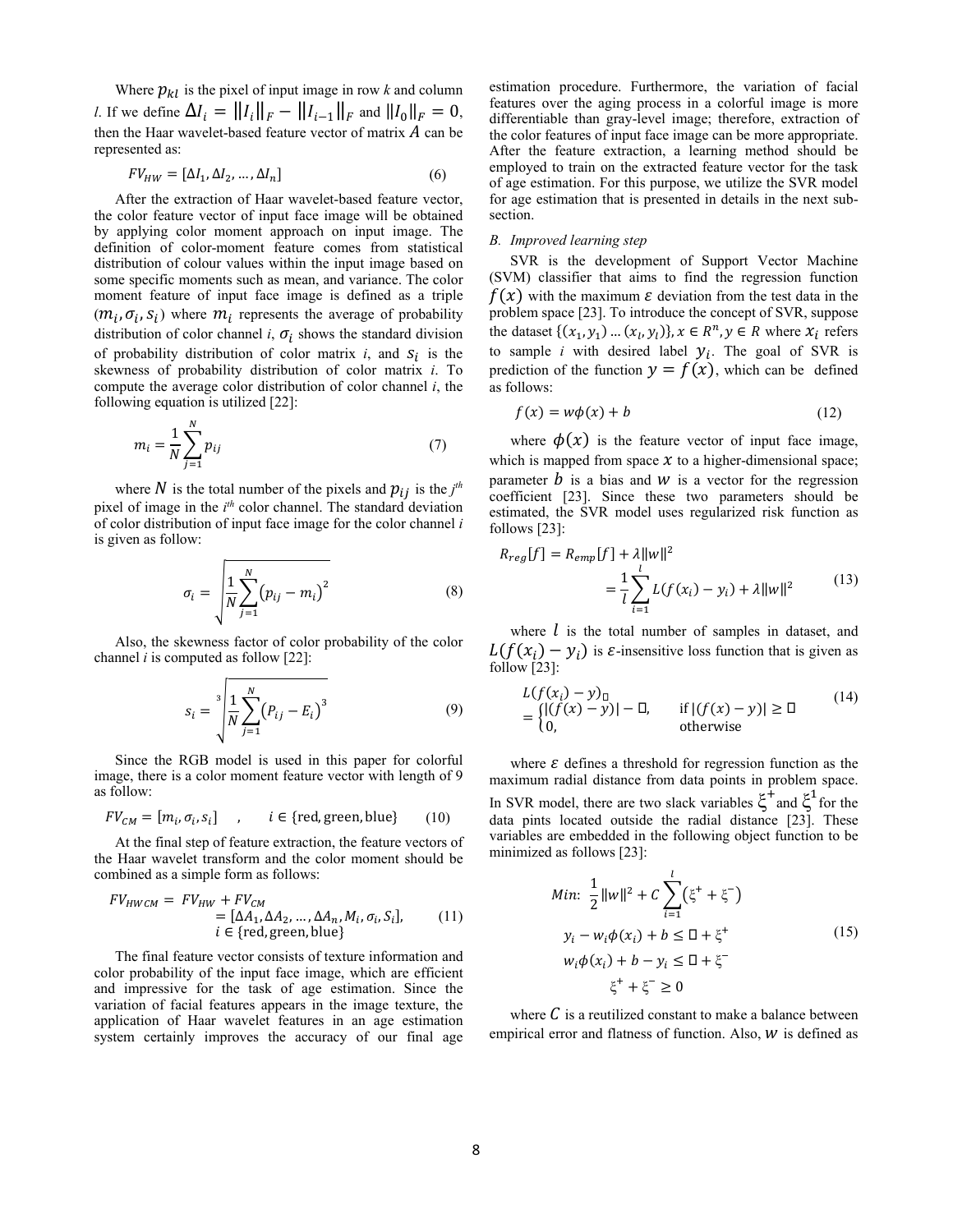Where $p_{kl}$ is the pixel of input image in row *k* and column *l*. If we define $\Delta I_i = \|I_i\|_F - \|I_{i-1}\|_F$ and $\|I_0\|_F = 0$, then the Haar wavelet-based feature vector of matrix $A$ can be represented as:

$$FV_{HW} = [\Delta I_1, \Delta I_2, \ldots, \Delta I_n] \tag{6}$$

After the extraction of Haar wavelet-based feature vector, the color feature vector of input face image will be obtained by applying color moment approach on input image. The definition of color-moment feature comes from statistical distribution of colour values within the input image based on some specific moments such as mean, and variance. The color moment feature of input face image is defined as a triple $(m_i, \sigma_i, s_i)$ where $m_i$ represents the average of probability distribution of color channel *i*, $\sigma_i$ shows the standard division of probability distribution of color matrix *i*, and $s_i$ is the skewness of probability distribution of color matrix *i*. To compute the average color distribution of color channel *i*, the following equation is utilized [22]:

$$m_i = \frac{1}{N}\sum_{j=1}^{N} p_{ij} \tag{7}$$

where $N$ is the total number of the pixels and $p_{ij}$ is the $j^{th}$ pixel of image in the $i^{th}$ color channel. The standard deviation of color distribution of input face image for the color channel *i* is given as follow:

$$\sigma_i = \sqrt{\frac{1}{N}\sum_{j=1}^{N}\left(p_{ij} - m_i\right)^2} \tag{8}$$

Also, the skewness factor of color probability of the color channel *i* is computed as follow [22]:

$$s_i = \sqrt[3]{\frac{1}{N}\sum_{j=1}^{N}\left(P_{ij} - E_i\right)^3} \tag{9}$$

Since the RGB model is used in this paper for colorful image, there is a color moment feature vector with length of 9 as follow:

$$FV_{CM} = [m_i, \sigma_i, s_i] \quad , \quad i \in \{\text{red}, \text{green}, \text{blue}\} \tag{10}$$

At the final step of feature extraction, the feature vectors of the Haar wavelet transform and the color moment should be combined as a simple form as follows:

$$\begin{aligned} FV_{HWCM} = {} & FV_{HW} + FV_{CM} \\ & = [\Delta A_1, \Delta A_2, \ldots, \Delta A_n, M_i, \sigma_i, S_i], \\ & i \in \{\text{red}, \text{green}, \text{blue}\} \end{aligned} \tag{11}$$

The final feature vector consists of texture information and color probability of the input face image, which are efficient and impressive for the task of age estimation. Since the variation of facial features appears in the image texture, the application of Haar wavelet features in an age estimation system certainly improves the accuracy of our final age estimation procedure. Furthermore, the variation of facial features over the aging process in a colorful image is more differentiable than gray-level image; therefore, extraction of the color features of input face image can be more appropriate. After the feature extraction, a learning method should be employed to train on the extracted feature vector for the task of age estimation. For this purpose, we utilize the SVR model for age estimation that is presented in details in the next sub-section.

### *B. Improved learning step*

SVR is the development of Support Vector Machine (SVM) classifier that aims to find the regression function $f(x)$ with the maximum $\varepsilon$ deviation from the test data in the problem space [23]. To introduce the concept of SVR, suppose the dataset $\{(x_1, y_1) \ldots (x_l, y_l)\}, x \in R^n, y \in R$ where $x_i$ refers to sample *i* with desired label $y_i$. The goal of SVR is prediction of the function $y = f(x)$, which can be defined as follows:

$$f(x) = w\phi(x) + b \tag{12}$$

where $\phi(x)$ is the feature vector of input face image, which is mapped from space $x$ to a higher-dimensional space; parameter $b$ is a bias and $w$ is a vector for the regression coefficient [23]. Since these two parameters should be estimated, the SVR model uses regularized risk function as follows [23]:

$$\begin{aligned} R_{reg}[f] &= R_{emp}[f] + \lambda\|w\|^2 \\ &= \frac{1}{l}\sum_{i=1}^{l} L(f(x_i) - y_i) + \lambda\|w\|^2 \end{aligned} \tag{13}$$

where $l$ is the total number of samples in dataset, and $L(f(x_i) - y_i)$ is $\varepsilon$-insensitive loss function that is given as follow [23]:

$$\begin{aligned} & L(f(x_i) - y)_{\varepsilon} \\ & = \begin{cases} |(f(x) - y)| - \varepsilon, & \text{if } |(f(x) - y)| \geq \varepsilon \\ 0, & \text{otherwise} \end{cases} \end{aligned} \tag{14}$$

where $\varepsilon$ defines a threshold for regression function as the maximum radial distance from data points in problem space. In SVR model, there are two slack variables $\xi^+$ and $\xi^1$ for the data pints located outside the radial distance [23]. These variables are embedded in the following object function to be minimized as follows [23]:

$$\begin{aligned} & Min: \ \frac{1}{2}\|w\|^2 + C\sum_{i=1}^{l}\left(\xi^+ + \xi^-\right) \\ & y_i - w_i\phi(x_i) + b \leq \varepsilon + \xi^+ \\ & w_i\phi(x_i) + b - y_i \leq \varepsilon + \xi^- \\ & \xi^+ + \xi^- \geq 0 \end{aligned} \tag{15}$$

where $C$ is a reutilized constant to make a balance between empirical error and flatness of function. Also, $w$ is defined as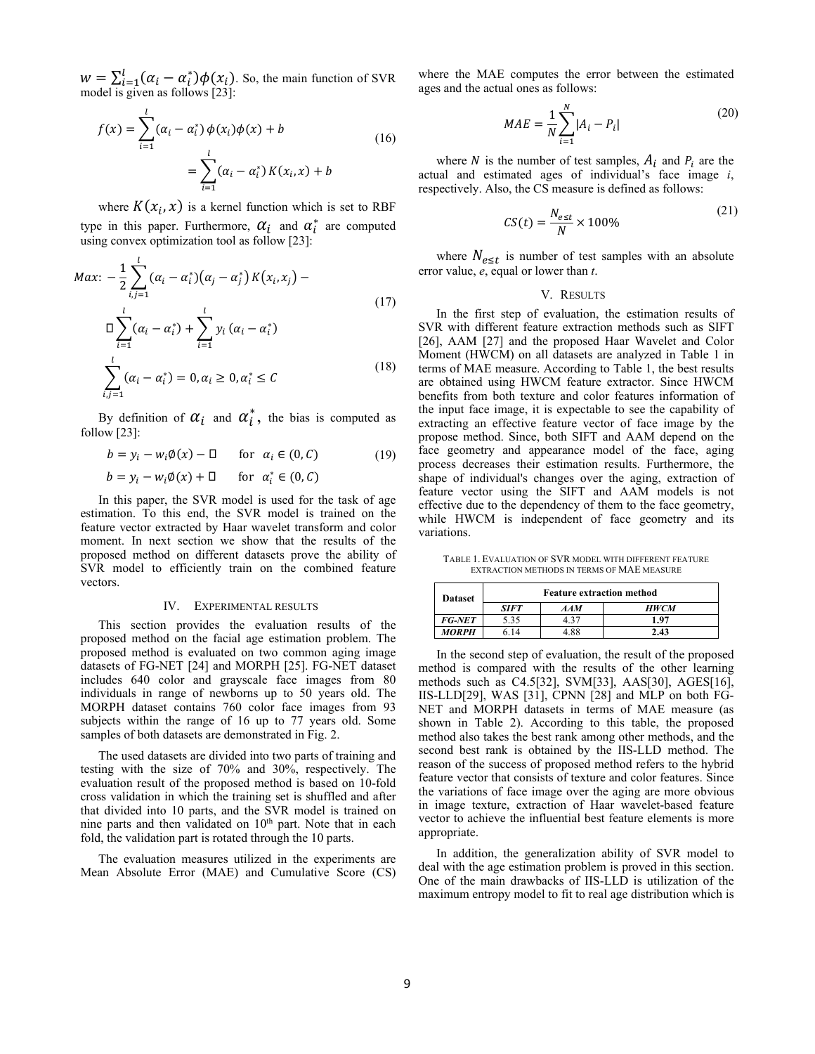$w = \sum_{i=1}^{l}(\alpha_i - \alpha_i^*)\phi(x_i)$. So, the main function of SVR model is given as follows [23]:

$$f(x) = \sum_{i=1}^{l}(\alpha_i - \alpha_i^*)\,\phi(x_i)\phi(x) + b = \sum_{i=1}^{l}(\alpha_i - \alpha_i^*)\,K(x_i, x) + b \tag{16}$$

where $K(x_i, x)$ is a kernel function which is set to RBF type in this paper. Furthermore, $\alpha_i$ and $\alpha_i^*$ are computed using convex optimization tool as follow [23]:

$$Max\colon -\frac{1}{2}\sum_{i,j=1}^{l}(\alpha_i - \alpha_i^*)(\alpha_j - \alpha_j^*)\,K(x_i, x_j) - \square\sum_{i=1}^{l}(\alpha_i - \alpha_i^*) + \sum_{i=1}^{l} y_i\,(\alpha_i - \alpha_i^*) \tag{17}$$

$$\sum_{i,j=1}^{l}(\alpha_i - \alpha_i^*) = 0, \alpha_i \geq 0, \alpha_i^* \leq C \tag{18}$$

By definition of $\alpha_i$ and $\alpha_i^*$, the bias is computed as follow [23]:

$$b = y_i - w_i\emptyset(x) - \square \quad \text{for} \quad \alpha_i \in (0, C) \tag{19}$$

$$b = y_i - w_i\emptyset(x) + \square \quad \text{for} \quad \alpha_i^* \in (0, C)$$

In this paper, the SVR model is used for the task of age estimation. To this end, the SVR model is trained on the feature vector extracted by Haar wavelet transform and color moment. In next section we show that the results of the proposed method on different datasets prove the ability of SVR model to efficiently train on the combined feature vectors.

## IV. Experimental results

This section provides the evaluation results of the proposed method on the facial age estimation problem. The proposed method is evaluated on two common aging image datasets of FG-NET [24] and MORPH [25]. FG-NET dataset includes 640 color and grayscale face images from 80 individuals in range of newborns up to 50 years old. The MORPH dataset contains 760 color face images from 93 subjects within the range of 16 up to 77 years old. Some samples of both datasets are demonstrated in Fig. 2.

The used datasets are divided into two parts of training and testing with the size of 70% and 30%, respectively. The evaluation result of the proposed method is based on 10-fold cross validation in which the training set is shuffled and after that divided into 10 parts, and the SVR model is trained on nine parts and then validated on 10th part. Note that in each fold, the validation part is rotated through the 10 parts.

The evaluation measures utilized in the experiments are Mean Absolute Error (MAE) and Cumulative Score (CS) where the MAE computes the error between the estimated ages and the actual ones as follows:

$$MAE = \frac{1}{N}\sum_{i=1}^{N}|A_i - P_i| \tag{20}$$

where $N$ is the number of test samples, $A_i$ and $P_i$ are the actual and estimated ages of individual's face image $i$, respectively. Also, the CS measure is defined as follows:

$$CS(t) = \frac{N_{e\leq t}}{N} \times 100\% \tag{21}$$

where $N_{e\leq t}$ is number of test samples with an absolute error value, *e*, equal or lower than *t*.

## V. Results

In the first step of evaluation, the estimation results of SVR with different feature extraction methods such as SIFT [26], AAM [27] and the proposed Haar Wavelet and Color Moment (HWCM) on all datasets are analyzed in Table 1 in terms of MAE measure. According to Table 1, the best results are obtained using HWCM feature extractor. Since HWCM benefits from both texture and color features information of the input face image, it is expectable to see the capability of extracting an effective feature vector of face image by the propose method. Since, both SIFT and AAM depend on the face geometry and appearance model of the face, aging process decreases their estimation results. Furthermore, the shape of individual's changes over the aging, extraction of feature vector using the SIFT and AAM models is not effective due to the dependency of them to the face geometry, while HWCM is independent of face geometry and its variations.

Table 1. Evaluation of SVR model with different feature extraction methods in terms of MAE measure

| Dataset | Feature extraction method | | |
|---|---|---|---|
| | *SIFT* | *AAM* | *HWCM* |
| ***FG-NET*** | 5.35 | 4.37 | **1.97** |
| ***MORPH*** | 6.14 | 4.88 | **2.43** |

In the second step of evaluation, the result of the proposed method is compared with the results of the other learning methods such as C4.5[32], SVM[33], AAS[30], AGES[16], IIS-LLD[29], WAS [31], CPNN [28] and MLP on both FG-NET and MORPH datasets in terms of MAE measure (as shown in Table 2). According to this table, the proposed method also takes the best rank among other methods, and the second best rank is obtained by the IIS-LLD method. The reason of the success of proposed method refers to the hybrid feature vector that consists of texture and color features. Since the variations of face image over the aging are more obvious in image texture, extraction of Haar wavelet-based feature vector to achieve the influential best feature elements is more appropriate.

In addition, the generalization ability of SVR model to deal with the age estimation problem is proved in this section. One of the main drawbacks of IIS-LLD is utilization of the maximum entropy model to fit to real age distribution which is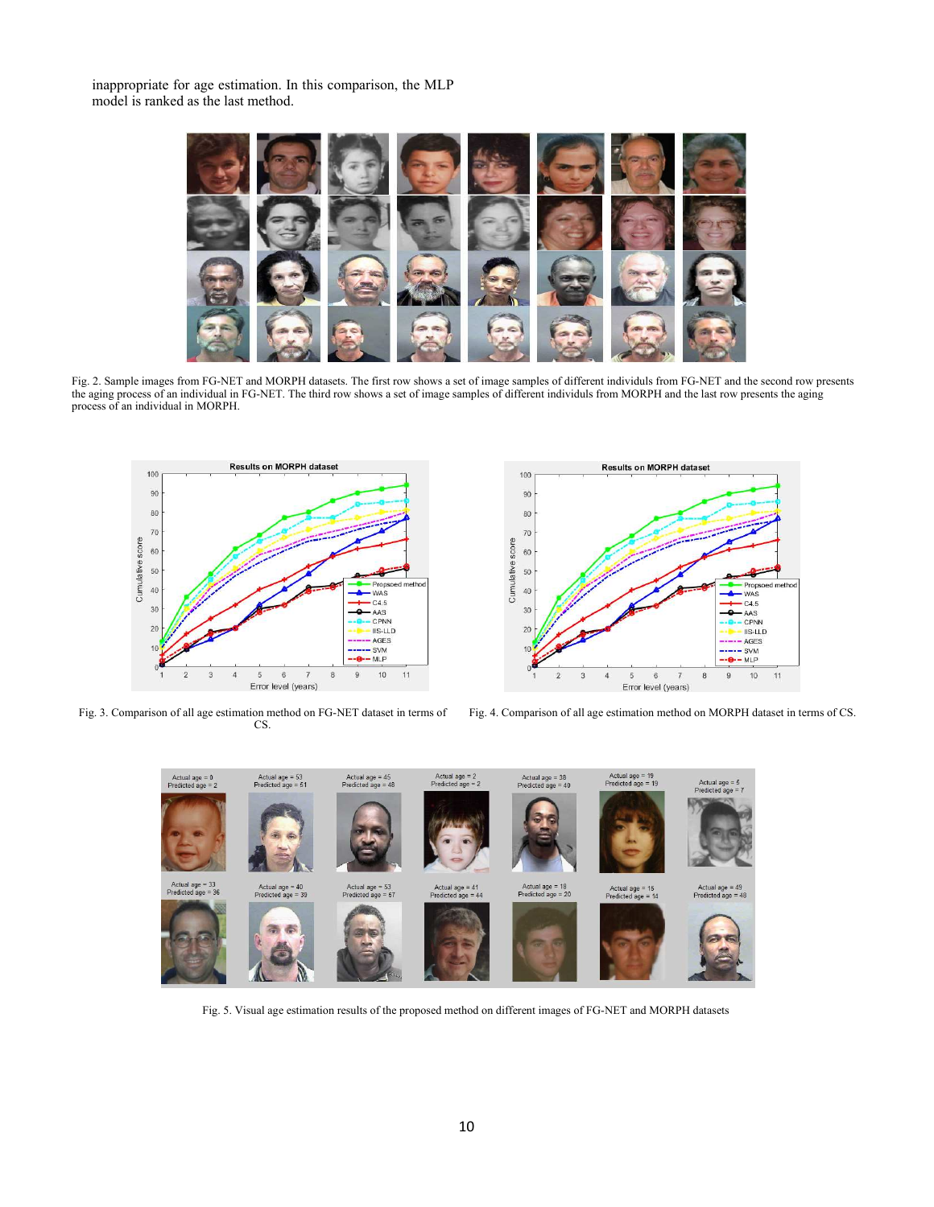inappropriate for age estimation. In this comparison, the MLP model is ranked as the last method.

Fig. 2. Sample images from FG-NET and MORPH datasets. The first row shows a set of image samples of different individuals from FG-NET and the second row presents the aging process of an individual in FG-NET. The third row shows a set of image samples of different individuals from MORPH and the last row presents the aging process of an individual in MORPH.

Fig. 3. Comparison of all age estimation method on FG-NET dataset in terms of CS.

Fig. 4. Comparison of all age estimation method on MORPH dataset in terms of CS.

Fig. 5. Visual age estimation results of the proposed method on different images of FG-NET and MORPH datasets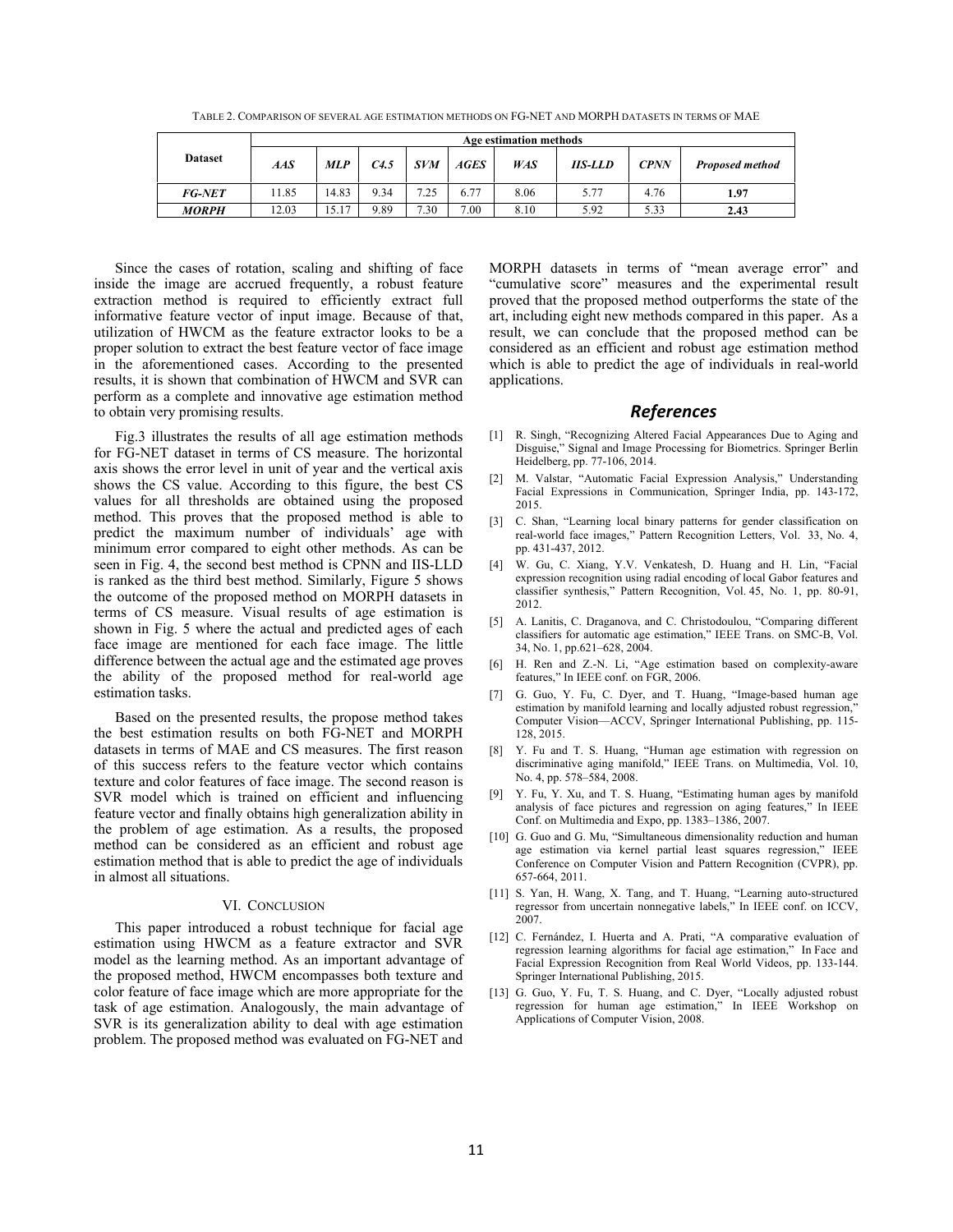TABLE 2. COMPARISON OF SEVERAL AGE ESTIMATION METHODS ON FG-NET AND MORPH DATASETS IN TERMS OF MAE

| **Dataset** | **Age estimation methods** | | | | | | | | |
|---|---|---|---|---|---|---|---|---|---|
| | ***AAS*** | ***MLP*** | ***C4.5*** | ***SVM*** | ***AGES*** | ***WAS*** | ***IIS-LLD*** | ***CPNN*** | ***Proposed method*** |
| ***FG-NET*** | 11.85 | 14.83 | 9.34 | 7.25 | 6.77 | 8.06 | 5.77 | 4.76 | **1.97** |
| ***MORPH*** | 12.03 | 15.17 | 9.89 | 7.30 | 7.00 | 8.10 | 5.92 | 5.33 | **2.43** |

Since the cases of rotation, scaling and shifting of face inside the image are accrued frequently, a robust feature extraction method is required to efficiently extract full informative feature vector of input image. Because of that, utilization of HWCM as the feature extractor looks to be a proper solution to extract the best feature vector of face image in the aforementioned cases. According to the presented results, it is shown that combination of HWCM and SVR can perform as a complete and innovative age estimation method to obtain very promising results.

Fig.3 illustrates the results of all age estimation methods for FG-NET dataset in terms of CS measure. The horizontal axis shows the error level in unit of year and the vertical axis shows the CS value. According to this figure, the best CS values for all thresholds are obtained using the proposed method. This proves that the proposed method is able to predict the maximum number of individuals' age with minimum error compared to eight other methods. As can be seen in Fig. 4, the second best method is CPNN and IIS-LLD is ranked as the third best method. Similarly, Figure 5 shows the outcome of the proposed method on MORPH datasets in terms of CS measure. Visual results of age estimation is shown in Fig. 5 where the actual and predicted ages of each face image are mentioned for each face image. The little difference between the actual age and the estimated age proves the ability of the proposed method for real-world age estimation tasks.

Based on the presented results, the propose method takes the best estimation results on both FG-NET and MORPH datasets in terms of MAE and CS measures. The first reason of this success refers to the feature vector which contains texture and color features of face image. The second reason is SVR model which is trained on efficient and influencing feature vector and finally obtains high generalization ability in the problem of age estimation. As a results, the proposed method can be considered as an efficient and robust age estimation method that is able to predict the age of individuals in almost all situations.

## VI. CONCLUSION

This paper introduced a robust technique for facial age estimation using HWCM as a feature extractor and SVR model as the learning method. As an important advantage of the proposed method, HWCM encompasses both texture and color feature of face image which are more appropriate for the task of age estimation. Analogously, the main advantage of SVR is its generalization ability to deal with age estimation problem. The proposed method was evaluated on FG-NET and MORPH datasets in terms of "mean average error" and "cumulative score" measures and the experimental result proved that the proposed method outperforms the state of the art, including eight new methods compared in this paper. As a result, we can conclude that the proposed method can be considered as an efficient and robust age estimation method which is able to predict the age of individuals in real-world applications.

## References

[1] R. Singh, "Recognizing Altered Facial Appearances Due to Aging and Disguise," Signal and Image Processing for Biometrics. Springer Berlin Heidelberg, pp. 77-106, 2014.

[2] M. Valstar, "Automatic Facial Expression Analysis," Understanding Facial Expressions in Communication, Springer India, pp. 143-172, 2015.

[3] C. Shan, "Learning local binary patterns for gender classification on real-world face images," Pattern Recognition Letters, Vol. 33, No. 4, pp. 431-437, 2012.

[4] W. Gu, C. Xiang, Y.V. Venkatesh, D. Huang and H. Lin, "Facial expression recognition using radial encoding of local Gabor features and classifier synthesis," Pattern Recognition, Vol. 45, No. 1, pp. 80-91, 2012.

[5] A. Lanitis, C. Draganova, and C. Christodoulou, "Comparing different classifiers for automatic age estimation," IEEE Trans. on SMC-B, Vol. 34, No. 1, pp.621–628, 2004.

[6] H. Ren and Z.-N. Li, "Age estimation based on complexity-aware features," In IEEE conf. on FGR, 2006.

[7] G. Guo, Y. Fu, C. Dyer, and T. Huang, "Image-based human age estimation by manifold learning and locally adjusted robust regression," Computer Vision—ACCV, Springer International Publishing, pp. 115-128, 2015.

[8] Y. Fu and T. S. Huang, "Human age estimation with regression on discriminative aging manifold," IEEE Trans. on Multimedia, Vol. 10, No. 4, pp. 578–584, 2008.

[9] Y. Fu, Y. Xu, and T. S. Huang, "Estimating human ages by manifold analysis of face pictures and regression on aging features," In IEEE Conf. on Multimedia and Expo, pp. 1383–1386, 2007.

[10] G. Guo and G. Mu, "Simultaneous dimensionality reduction and human age estimation via kernel partial least squares regression," IEEE Conference on Computer Vision and Pattern Recognition (CVPR), pp. 657-664, 2011.

[11] S. Yan, H. Wang, X. Tang, and T. Huang, "Learning auto-structured regressor from uncertain nonnegative labels," In IEEE conf. on ICCV, 2007.

[12] C. Fernández, I. Huerta and A. Prati, "A comparative evaluation of regression learning algorithms for facial age estimation," In Face and Facial Expression Recognition from Real World Videos, pp. 133-144. Springer International Publishing, 2015.

[13] G. Guo, Y. Fu, T. S. Huang, and C. Dyer, "Locally adjusted robust regression for human age estimation," In IEEE Workshop on Applications of Computer Vision, 2008.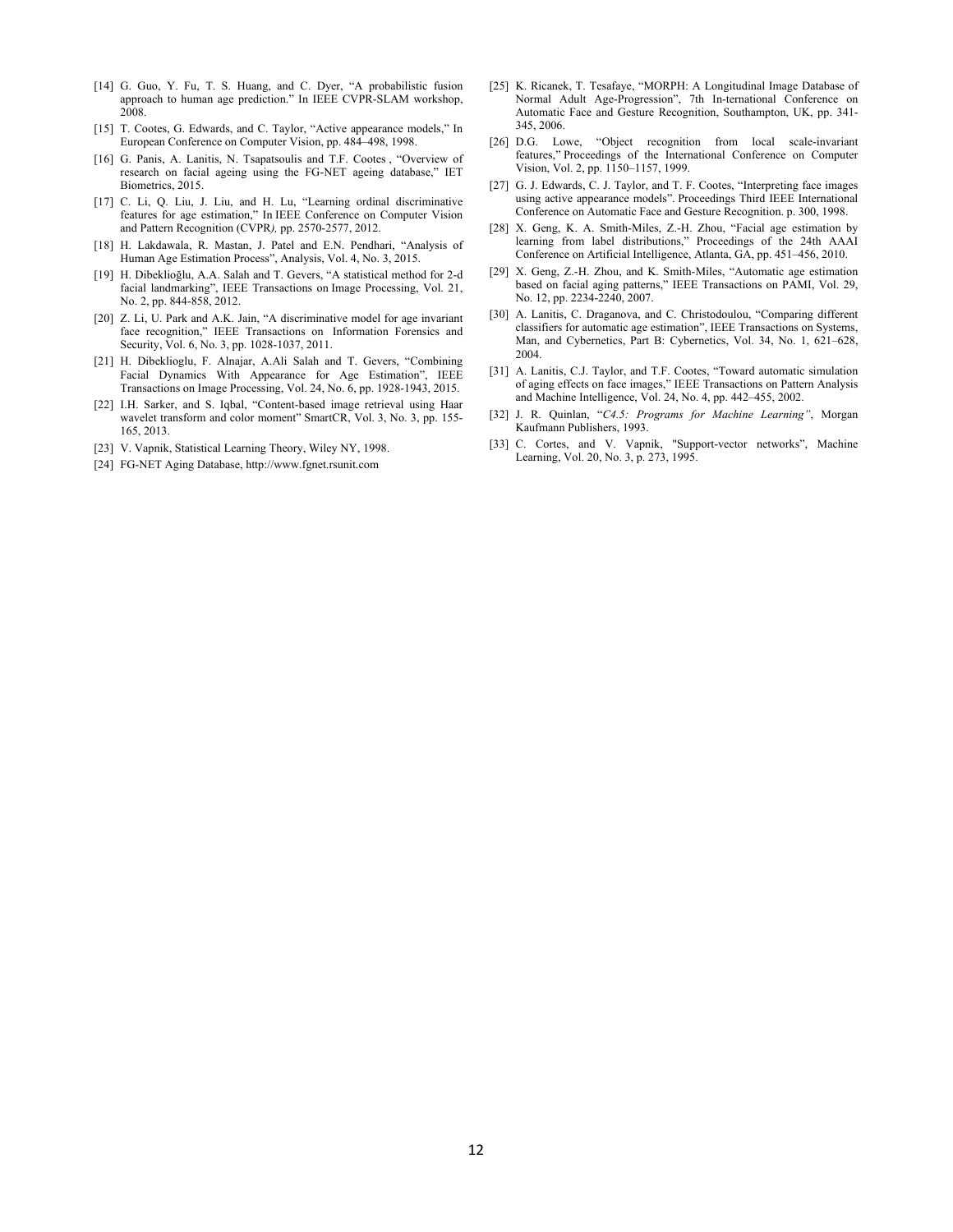[14] G. Guo, Y. Fu, T. S. Huang, and C. Dyer, "A probabilistic fusion approach to human age prediction." In IEEE CVPR-SLAM workshop, 2008.

[15] T. Cootes, G. Edwards, and C. Taylor, "Active appearance models," In European Conference on Computer Vision, pp. 484–498, 1998.

[16] G. Panis, A. Lanitis, N. Tsapatsoulis and T.F. Cootes , "Overview of research on facial ageing using the FG-NET ageing database," IET Biometrics, 2015.

[17] C. Li, Q. Liu, J. Liu, and H. Lu, "Learning ordinal discriminative features for age estimation," In IEEE Conference on Computer Vision and Pattern Recognition (CVPR*),* pp. 2570-2577, 2012.

[18] H. Lakdawala, R. Mastan, J. Patel and E.N. Pendhari, "Analysis of Human Age Estimation Process", Analysis, Vol. 4, No. 3, 2015.

[19] H. Dibeklioğlu, A.A. Salah and T. Gevers, "A statistical method for 2-d facial landmarking", IEEE Transactions on Image Processing, Vol. 21, No. 2, pp. 844-858, 2012.

[20] Z. Li, U. Park and A.K. Jain, "A discriminative model for age invariant face recognition," IEEE Transactions on Information Forensics and Security, Vol. 6, No. 3, pp. 1028-1037, 2011.

[21] H. Dibeklioglu, F. Alnajar, A.Ali Salah and T. Gevers, "Combining Facial Dynamics With Appearance for Age Estimation", IEEE Transactions on Image Processing, Vol. 24, No. 6, pp. 1928-1943, 2015.

[22] I.H. Sarker, and S. Iqbal, "Content-based image retrieval using Haar wavelet transform and color moment" SmartCR, Vol. 3, No. 3, pp. 155-165, 2013.

[23] V. Vapnik, Statistical Learning Theory, Wiley NY, 1998.

[24] FG-NET Aging Database, http://www.fgnet.rsunit.com

[25] K. Ricanek, T. Tesafaye, "MORPH: A Longitudinal Image Database of Normal Adult Age-Progression", 7th In-ternational Conference on Automatic Face and Gesture Recognition, Southampton, UK, pp. 341-345, 2006.

[26] D.G. Lowe, "Object recognition from local scale-invariant features," Proceedings of the International Conference on Computer Vision, Vol. 2, pp. 1150–1157, 1999.

[27] G. J. Edwards, C. J. Taylor, and T. F. Cootes, "Interpreting face images using active appearance models". Proceedings Third IEEE International Conference on Automatic Face and Gesture Recognition. p. 300, 1998.

[28] X. Geng, K. A. Smith-Miles, Z.-H. Zhou, "Facial age estimation by learning from label distributions," Proceedings of the 24th AAAI Conference on Artificial Intelligence, Atlanta, GA, pp. 451–456, 2010.

[29] X. Geng, Z.-H. Zhou, and K. Smith-Miles, "Automatic age estimation based on facial aging patterns," IEEE Transactions on PAMI, Vol. 29, No. 12, pp. 2234-2240, 2007.

[30] A. Lanitis, C. Draganova, and C. Christodoulou, "Comparing different classifiers for automatic age estimation", IEEE Transactions on Systems, Man, and Cybernetics, Part B: Cybernetics, Vol. 34, No. 1, 621–628, 2004.

[31] A. Lanitis, C.J. Taylor, and T.F. Cootes, "Toward automatic simulation of aging effects on face images," IEEE Transactions on Pattern Analysis and Machine Intelligence, Vol. 24, No. 4, pp. 442–455, 2002.

[32] J. R. Quinlan, "*C4.5: Programs for Machine Learning"*, Morgan Kaufmann Publishers, 1993.

[33] C. Cortes, and V. Vapnik, "Support-vector networks", Machine Learning, Vol. 20, No. 3, p. 273, 1995.